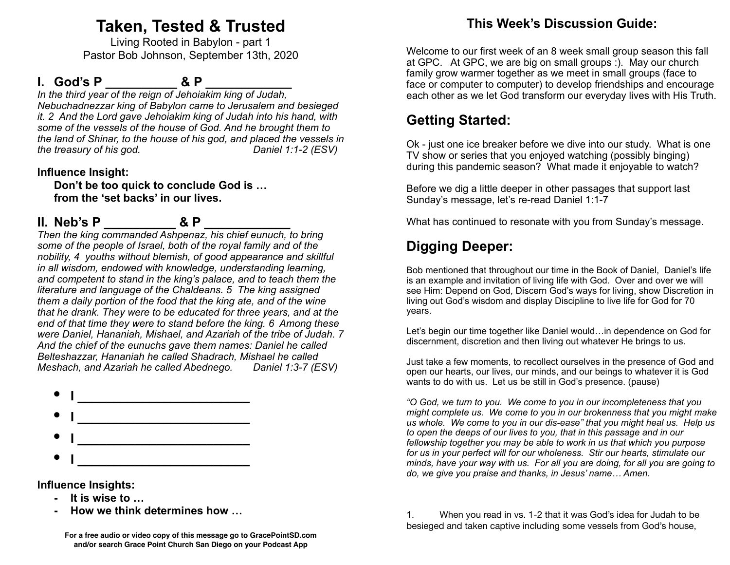# Taken, Tested & Trusted

Living Rooted in Babylon - part 1
Pastor Bob Johnson, September 13th, 2020

## I. God's P __________ & P ____________

*In the third year of the reign of Jehoiakim king of Judah, Nebuchadnezzar king of Babylon came to Jerusalem and besieged it. 2 And the Lord gave Jehoiakim king of Judah into his hand, with some of the vessels of the house of God. And he brought them to the land of Shinar, to the house of his god, and placed the vessels in the treasury of his god.* Daniel 1:1-2 (ESV)

**Influence Insight:**

**Don't be too quick to conclude God is …**
**from the 'set backs' in our lives.**

## II. Neb's P __________ & P ____________

*Then the king commanded Ashpenaz, his chief eunuch, to bring some of the people of Israel, both of the royal family and of the nobility, 4 youths without blemish, of good appearance and skillful in all wisdom, endowed with knowledge, understanding learning, and competent to stand in the king's palace, and to teach them the literature and language of the Chaldeans. 5 The king assigned them a daily portion of the food that the king ate, and of the wine that he drank. They were to be educated for three years, and at the end of that time they were to stand before the king. 6 Among these were Daniel, Hananiah, Mishael, and Azariah of the tribe of Judah. 7 And the chief of the eunuchs gave them names: Daniel he called Belteshazzar, Hananiah he called Shadrach, Mishael he called Meshach, and Azariah he called Abednego.* Daniel 1:3-7 (ESV)

- **I __________________________**
- **I __________________________**
- **I __________________________**
- **I __________________________**

**Influence Insights:**

- **It is wise to …**
- **How we think determines how …**

**For a free audio or video copy of this message go to GracePointSD.com and/or search Grace Point Church San Diego on your Podcast App**

## This Week's Discussion Guide:

Welcome to our first week of an 8 week small group season this fall at GPC. At GPC, we are big on small groups :). May our church family grow warmer together as we meet in small groups (face to face or computer to computer) to develop friendships and encourage each other as we let God transform our everyday lives with His Truth.

## Getting Started:

Ok - just one ice breaker before we dive into our study. What is one TV show or series that you enjoyed watching (possibly binging) during this pandemic season? What made it enjoyable to watch?

Before we dig a little deeper in other passages that support last Sunday's message, let's re-read Daniel 1:1-7

What has continued to resonate with you from Sunday's message.

## Digging Deeper:

Bob mentioned that throughout our time in the Book of Daniel, Daniel's life is an example and invitation of living life with God. Over and over we will see Him: Depend on God, Discern God's ways for living, show Discretion in living out God's wisdom and display Discipline to live life for God for 70 years.

Let's begin our time together like Daniel would…in dependence on God for discernment, discretion and then living out whatever He brings to us.

Just take a few moments, to recollect ourselves in the presence of God and open our hearts, our lives, our minds, and our beings to whatever it is God wants to do with us. Let us be still in God's presence. (pause)

*"O God, we turn to you. We come to you in our incompleteness that you might complete us. We come to you in our brokenness that you might make us whole. We come to you in our dis-ease" that you might heal us. Help us to open the deeps of our lives to you, that in this passage and in our fellowship together you may be able to work in us that which you purpose for us in your perfect will for our wholeness. Stir our hearts, stimulate our minds, have your way with us. For all you are doing, for all you are going to do, we give you praise and thanks, in Jesus' name… Amen.*

1. When you read in vs. 1-2 that it was God's idea for Judah to be besieged and taken captive including some vessels from God's house,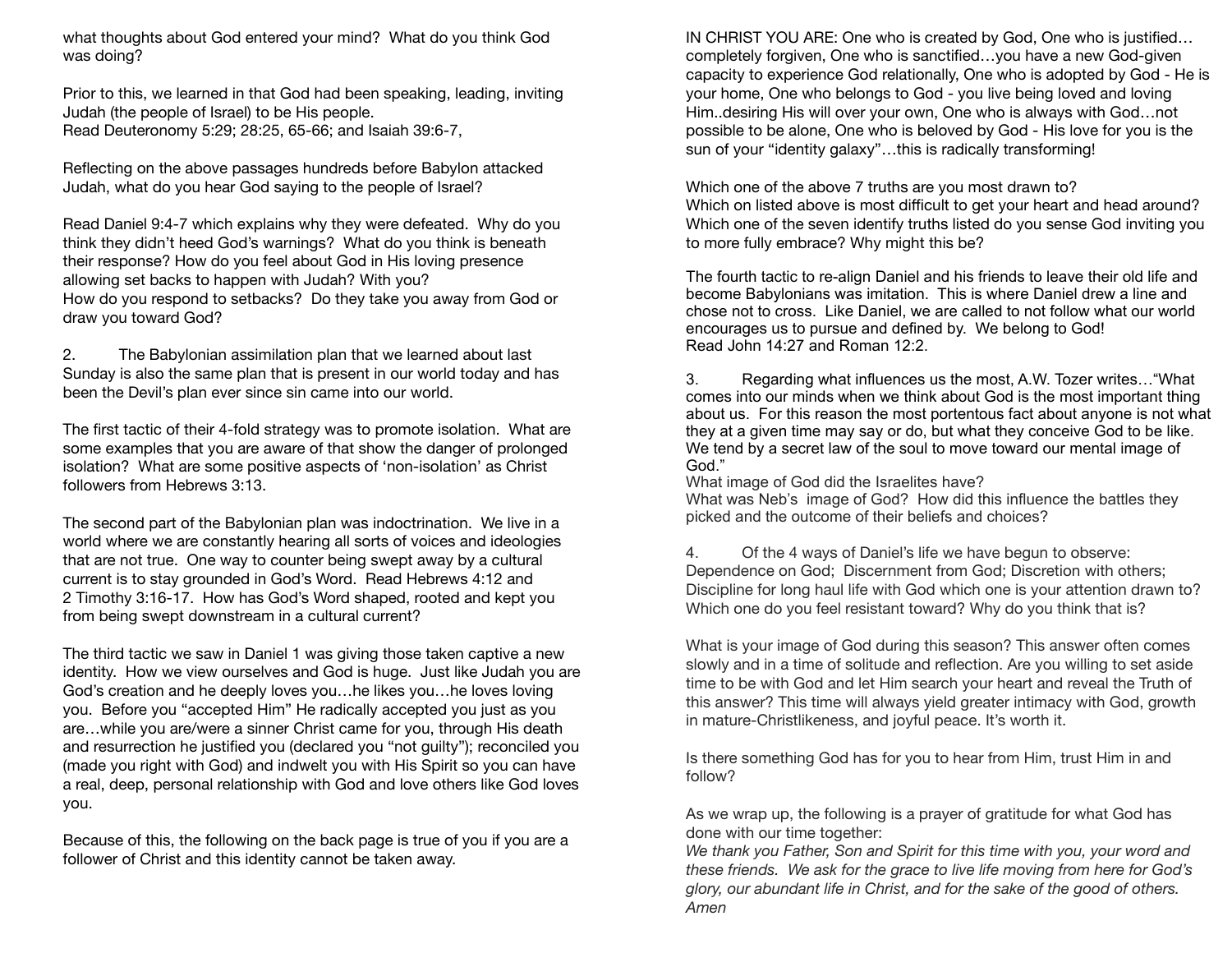what thoughts about God entered your mind? What do you think God was doing?

Prior to this, we learned in that God had been speaking, leading, inviting Judah (the people of Israel) to be His people.
Read Deuteronomy 5:29; 28:25, 65-66; and Isaiah 39:6-7,

Reflecting on the above passages hundreds before Babylon attacked Judah, what do you hear God saying to the people of Israel?

Read Daniel 9:4-7 which explains why they were defeated. Why do you think they didn't heed God's warnings? What do you think is beneath their response? How do you feel about God in His loving presence allowing set backs to happen with Judah? With you?
How do you respond to setbacks? Do they take you away from God or draw you toward God?

2. The Babylonian assimilation plan that we learned about last Sunday is also the same plan that is present in our world today and has been the Devil's plan ever since sin came into our world.

The first tactic of their 4-fold strategy was to promote isolation. What are some examples that you are aware of that show the danger of prolonged isolation? What are some positive aspects of 'non-isolation' as Christ followers from Hebrews 3:13.

The second part of the Babylonian plan was indoctrination. We live in a world where we are constantly hearing all sorts of voices and ideologies that are not true. One way to counter being swept away by a cultural current is to stay grounded in God's Word. Read Hebrews 4:12 and 2 Timothy 3:16-17. How has God's Word shaped, rooted and kept you from being swept downstream in a cultural current?

The third tactic we saw in Daniel 1 was giving those taken captive a new identity. How we view ourselves and God is huge. Just like Judah you are God's creation and he deeply loves you…he likes you…he loves loving you. Before you "accepted Him" He radically accepted you just as you are…while you are/were a sinner Christ came for you, through His death and resurrection he justified you (declared you "not guilty"); reconciled you (made you right with God) and indwelt you with His Spirit so you can have a real, deep, personal relationship with God and love others like God loves you.

Because of this, the following on the back page is true of you if you are a follower of Christ and this identity cannot be taken away.

IN CHRIST YOU ARE: One who is created by God, One who is justified… completely forgiven, One who is sanctified…you have a new God-given capacity to experience God relationally, One who is adopted by God - He is your home, One who belongs to God - you live being loved and loving Him..desiring His will over your own, One who is always with God…not possible to be alone, One who is beloved by God - His love for you is the sun of your "identity galaxy"…this is radically transforming!

Which one of the above 7 truths are you most drawn to?
Which on listed above is most difficult to get your heart and head around?
Which one of the seven identify truths listed do you sense God inviting you to more fully embrace? Why might this be?

The fourth tactic to re-align Daniel and his friends to leave their old life and become Babylonians was imitation. This is where Daniel drew a line and chose not to cross. Like Daniel, we are called to not follow what our world encourages us to pursue and defined by. We belong to God!
Read John 14:27 and Roman 12:2.

3. Regarding what influences us the most, A.W. Tozer writes…"What comes into our minds when we think about God is the most important thing about us. For this reason the most portentous fact about anyone is not what they at a given time may say or do, but what they conceive God to be like. We tend by a secret law of the soul to move toward our mental image of God."
What image of God did the Israelites have?
What was Neb's image of God? How did this influence the battles they picked and the outcome of their beliefs and choices?

4. Of the 4 ways of Daniel's life we have begun to observe:
Dependence on God; Discernment from God; Discretion with others; Discipline for long haul life with God which one is your attention drawn to? Which one do you feel resistant toward? Why do you think that is?

What is your image of God during this season? This answer often comes slowly and in a time of solitude and reflection. Are you willing to set aside time to be with God and let Him search your heart and reveal the Truth of this answer? This time will always yield greater intimacy with God, growth in mature-Christlikeness, and joyful peace. It's worth it.

Is there something God has for you to hear from Him, trust Him in and follow?

As we wrap up, the following is a prayer of gratitude for what God has done with our time together:
*We thank you Father, Son and Spirit for this time with you, your word and these friends. We ask for the grace to live life moving from here for God's glory, our abundant life in Christ, and for the sake of the good of others. Amen*